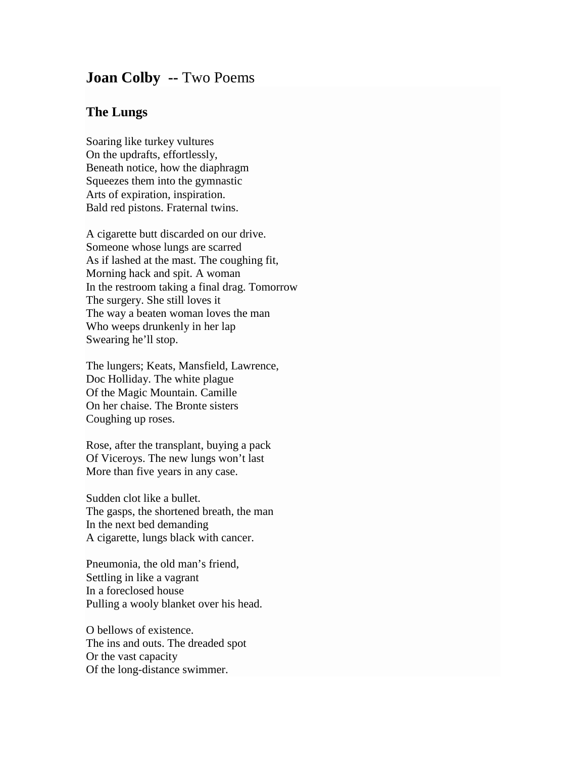# **Joan Colby** -- Two Poems

## The Lungs

Soaring like turkey vultures  
On the updrafts, effortlessly,  
Beneath notice, how the diaphragm  
Squeezes them into the gymnastic  
Arts of expiration, inspiration.  
Bald red pistons. Fraternal twins.

A cigarette butt discarded on our drive.  
Someone whose lungs are scarred  
As if lashed at the mast. The coughing fit,  
Morning hack and spit. A woman  
In the restroom taking a final drag. Tomorrow  
The surgery. She still loves it  
The way a beaten woman loves the man  
Who weeps drunkenly in her lap  
Swearing he'll stop.

The lungers; Keats, Mansfield, Lawrence,  
Doc Holliday. The white plague  
Of the Magic Mountain. Camille  
On her chaise. The Bronte sisters  
Coughing up roses.

Rose, after the transplant, buying a pack  
Of Viceroys. The new lungs won't last  
More than five years in any case.

Sudden clot like a bullet.  
The gasps, the shortened breath, the man  
In the next bed demanding  
A cigarette, lungs black with cancer.

Pneumonia, the old man's friend,  
Settling in like a vagrant  
In a foreclosed house  
Pulling a wooly blanket over his head.

O bellows of existence.  
The ins and outs. The dreaded spot  
Or the vast capacity  
Of the long-distance swimmer.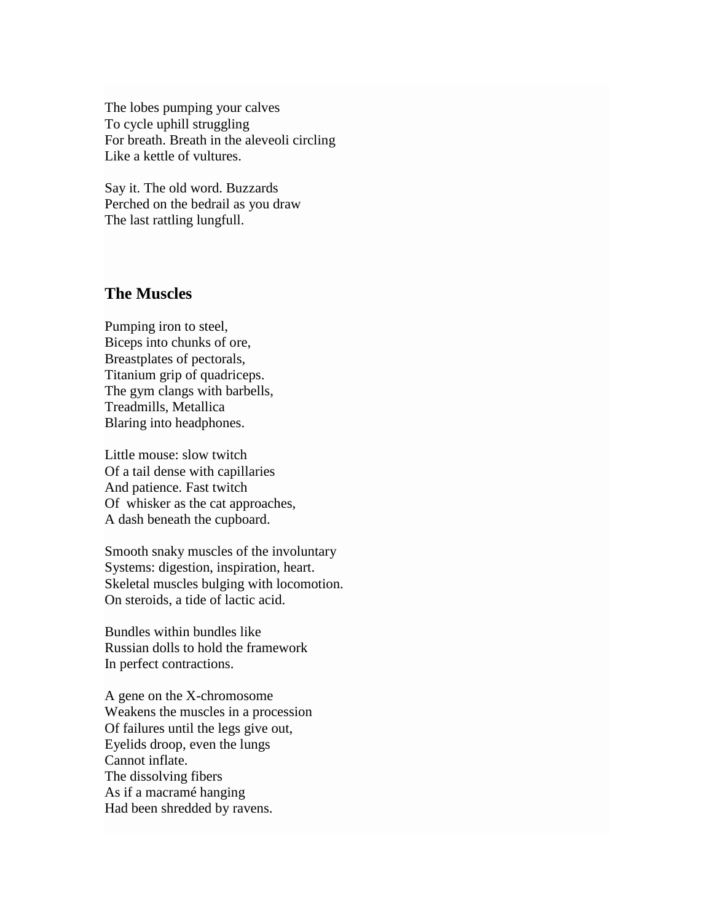The lobes pumping your calves  
To cycle uphill struggling  
For breath. Breath in the aleveoli circling  
Like a kettle of vultures.

Say it. The old word. Buzzards  
Perched on the bedrail as you draw  
The last rattling lungfull.

## The Muscles

Pumping iron to steel,  
Biceps into chunks of ore,  
Breastplates of pectorals,  
Titanium grip of quadriceps.  
The gym clangs with barbells,  
Treadmills, Metallica  
Blaring into headphones.

Little mouse: slow twitch  
Of a tail dense with capillaries  
And patience. Fast twitch  
Of  whisker as the cat approaches,  
A dash beneath the cupboard.

Smooth snaky muscles of the involuntary  
Systems: digestion, inspiration, heart.  
Skeletal muscles bulging with locomotion.  
On steroids, a tide of lactic acid.

Bundles within bundles like  
Russian dolls to hold the framework  
In perfect contractions.

A gene on the X-chromosome  
Weakens the muscles in a procession  
Of failures until the legs give out,  
Eyelids droop, even the lungs  
Cannot inflate.  
The dissolving fibers  
As if a macramé hanging  
Had been shredded by ravens.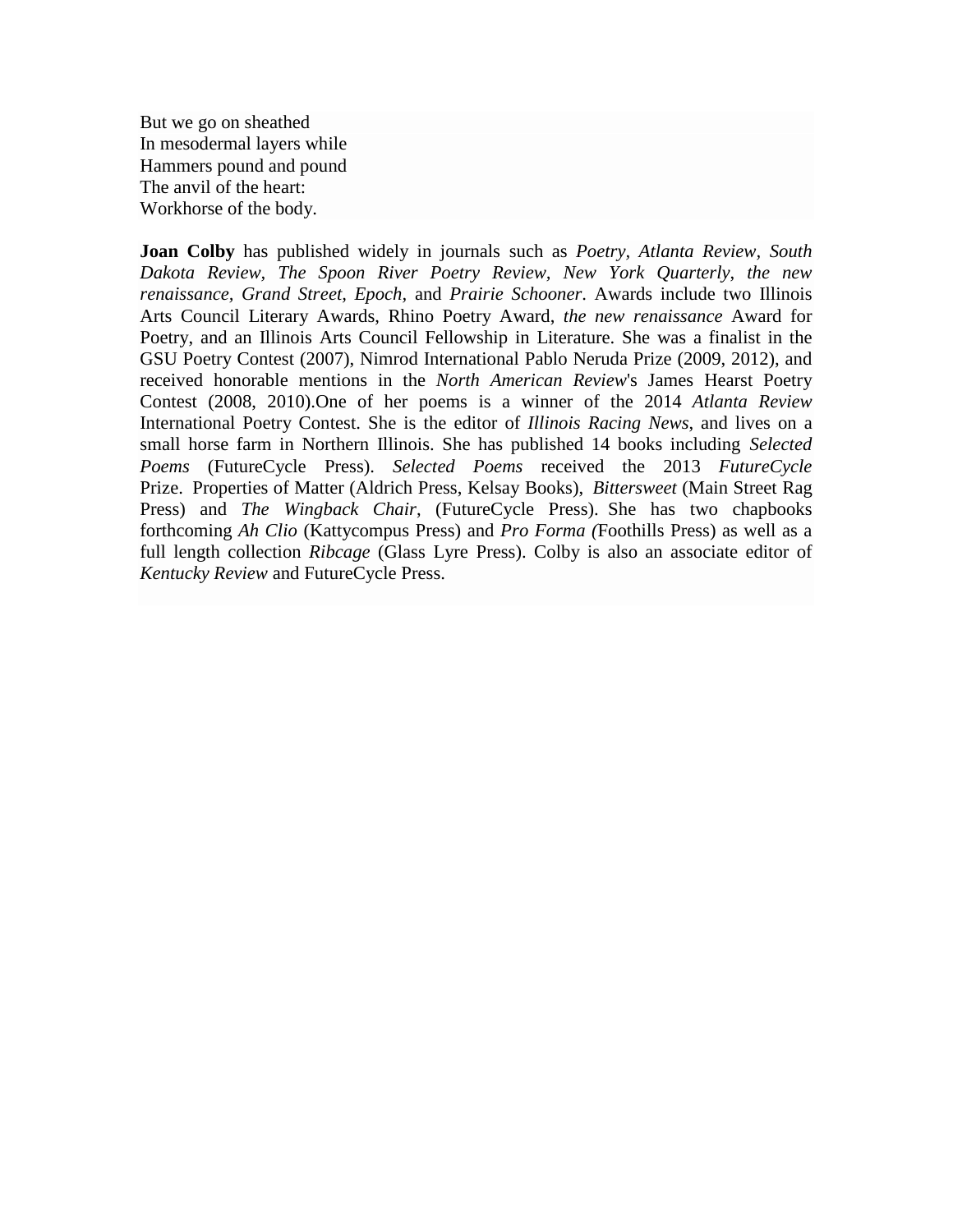But we go on sheathed  
In mesodermal layers while  
Hammers pound and pound  
The anvil of the heart:  
Workhorse of the body.

**Joan Colby** has published widely in journals such as *Poetry, Atlanta Review, South Dakota Review, The Spoon River Poetry Review, New York Quarterly, the new renaissance, Grand Street, Epoch,* and *Prairie Schooner*. Awards include two Illinois Arts Council Literary Awards, Rhino Poetry Award, *the new renaissance* Award for Poetry, and an Illinois Arts Council Fellowship in Literature. She was a finalist in the GSU Poetry Contest (2007), Nimrod International Pablo Neruda Prize (2009, 2012), and received honorable mentions in the *North American Review*'s James Hearst Poetry Contest (2008, 2010).One of her poems is a winner of the 2014 *Atlanta Review* International Poetry Contest. She is the editor of *Illinois Racing News*, and lives on a small horse farm in Northern Illinois. She has published 14 books including *Selected Poems* (FutureCycle Press). *Selected Poems* received the 2013 *FutureCycle* Prize. Properties of Matter (Aldrich Press, Kelsay Books), *Bittersweet* (Main Street Rag Press) and *The Wingback Chair*, (FutureCycle Press). She has two chapbooks forthcoming *Ah Clio* (Kattycompus Press) and *Pro Forma (*Foothills Press) as well as a full length collection *Ribcage* (Glass Lyre Press). Colby is also an associate editor of *Kentucky Review* and FutureCycle Press.